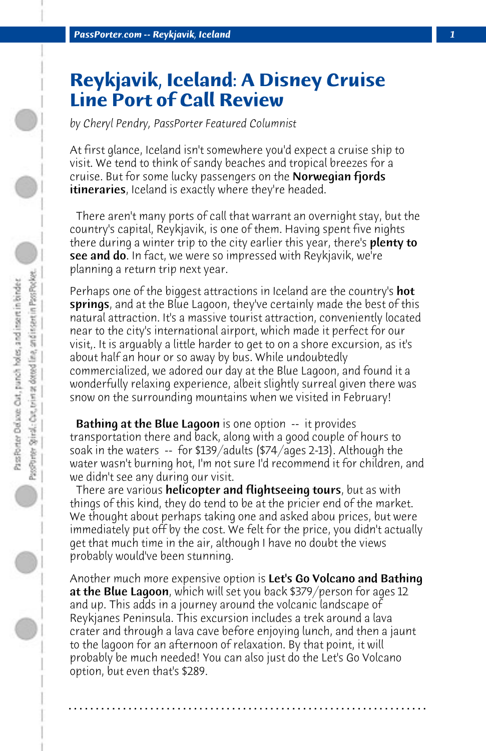# Reykjavik, Iceland: A Disney Cruise Line Port of Call Review

*by Cheryl Pendry, PassPorter Featured Columnist*

At first glance, Iceland isn't somewhere you'd expect a cruise ship to visit. We tend to think of sandy beaches and tropical breezes for a cruise. But for some lucky passengers on the **Norwegian fjords itineraries**, Iceland is exactly where they're headed.

There aren't many ports of call that warrant an overnight stay, but the country's capital, Reykjavik, is one of them. Having spent five nights there during a winter trip to the city earlier this year, there's **plenty to see and do**. In fact, we were so impressed with Reykjavik, we're planning a return trip next year.

Perhaps one of the biggest attractions in Iceland are the country's **hot springs**, and at the Blue Lagoon, they've certainly made the best of this natural attraction. It's a massive tourist attraction, conveniently located near to the city's international airport, which made it perfect for our visit,. It is arguably a little harder to get to on a shore excursion, as it's about half an hour or so away by bus. While undoubtedly commercialized, we adored our day at the Blue Lagoon, and found it a wonderfully relaxing experience, albeit slightly surreal given there was snow on the surrounding mountains when we visited in February!

**Bathing at the Blue Lagoon** is one option -- it provides transportation there and back, along with a good couple of hours to soak in the waters -- for $139/adults ($74/ages 2-13). Although the water wasn't burning hot, I'm not sure I'd recommend it for children, and we didn't see any during our visit.

There are various **helicopter and flightseeing tours**, but as with things of this kind, they do tend to be at the pricier end of the market. We thought about perhaps taking one and asked abou prices, but were immediately put off by the cost. We felt for the price, you didn't actually get that much time in the air, although I have no doubt the views probably would've been stunning.

Another much more expensive option is **Let's Go Volcano and Bathing at the Blue Lagoon**, which will set you back $379/person for ages 12 and up. This adds in a journey around the volcanic landscape of Reykjanes Peninsula. This excursion includes a trek around a lava crater and through a lava cave before enjoying lunch, and then a jaunt to the lagoon for an afternoon of relaxation. By that point, it will probably be much needed! You can also just do the Let's Go Volcano option, but even that's $289.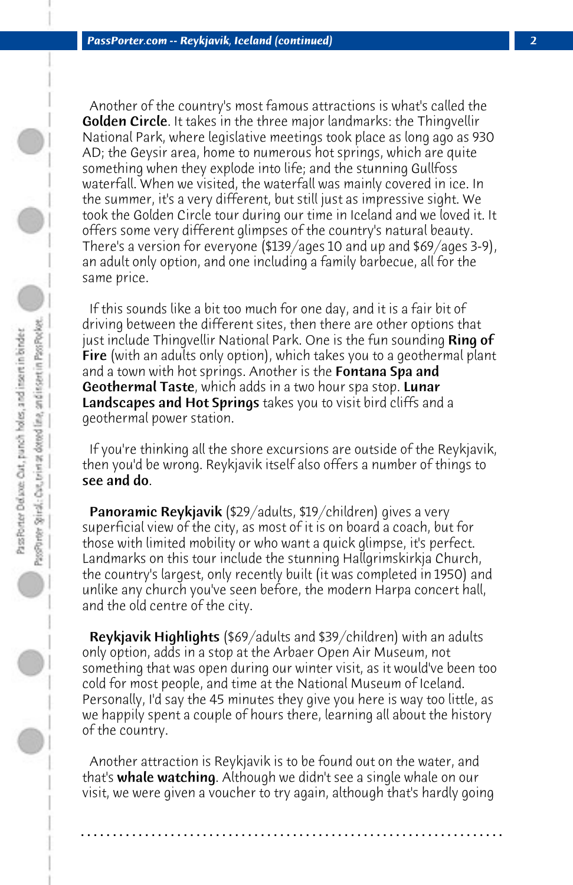Another of the country's most famous attractions is what's called the **Golden Circle**. It takes in the three major landmarks: the Thingvellir National Park, where legislative meetings took place as long ago as 930 AD; the Geysir area, home to numerous hot springs, which are quite something when they explode into life; and the stunning Gullfoss waterfall. When we visited, the waterfall was mainly covered in ice. In the summer, it's a very different, but still just as impressive sight. We took the Golden Circle tour during our time in Iceland and we loved it. It offers some very different glimpses of the country's natural beauty. There's a version for everyone ($139/ages 10 and up and $69/ages 3-9), an adult only option, and one including a family barbecue, all for the same price.

If this sounds like a bit too much for one day, and it is a fair bit of driving between the different sites, then there are other options that just include Thingvellir National Park. One is the fun sounding **Ring of Fire** (with an adults only option), which takes you to a geothermal plant and a town with hot springs. Another is the **Fontana Spa and Geothermal Taste**, which adds in a two hour spa stop. **Lunar Landscapes and Hot Springs** takes you to visit bird cliffs and a geothermal power station.

If you're thinking all the shore excursions are outside of the Reykjavik, then you'd be wrong. Reykjavik itself also offers a number of things to **see and do**.

**Panoramic Reykjavik** ($29/adults, $19/children) gives a very superficial view of the city, as most of it is on board a coach, but for those with limited mobility or who want a quick glimpse, it's perfect. Landmarks on this tour include the stunning Hallgrimskirkja Church, the country's largest, only recently built (it was completed in 1950) and unlike any church you've seen before, the modern Harpa concert hall, and the old centre of the city.

**Reykjavik Highlights** ($69/adults and $39/children) with an adults only option, adds in a stop at the Arbaer Open Air Museum, not something that was open during our winter visit, as it would've been too cold for most people, and time at the National Museum of Iceland. Personally, I'd say the 45 minutes they give you here is way too little, as we happily spent a couple of hours there, learning all about the history of the country.

Another attraction is Reykjavik is to be found out on the water, and that's **whale watching**. Although we didn't see a single whale on our visit, we were given a voucher to try again, although that's hardly going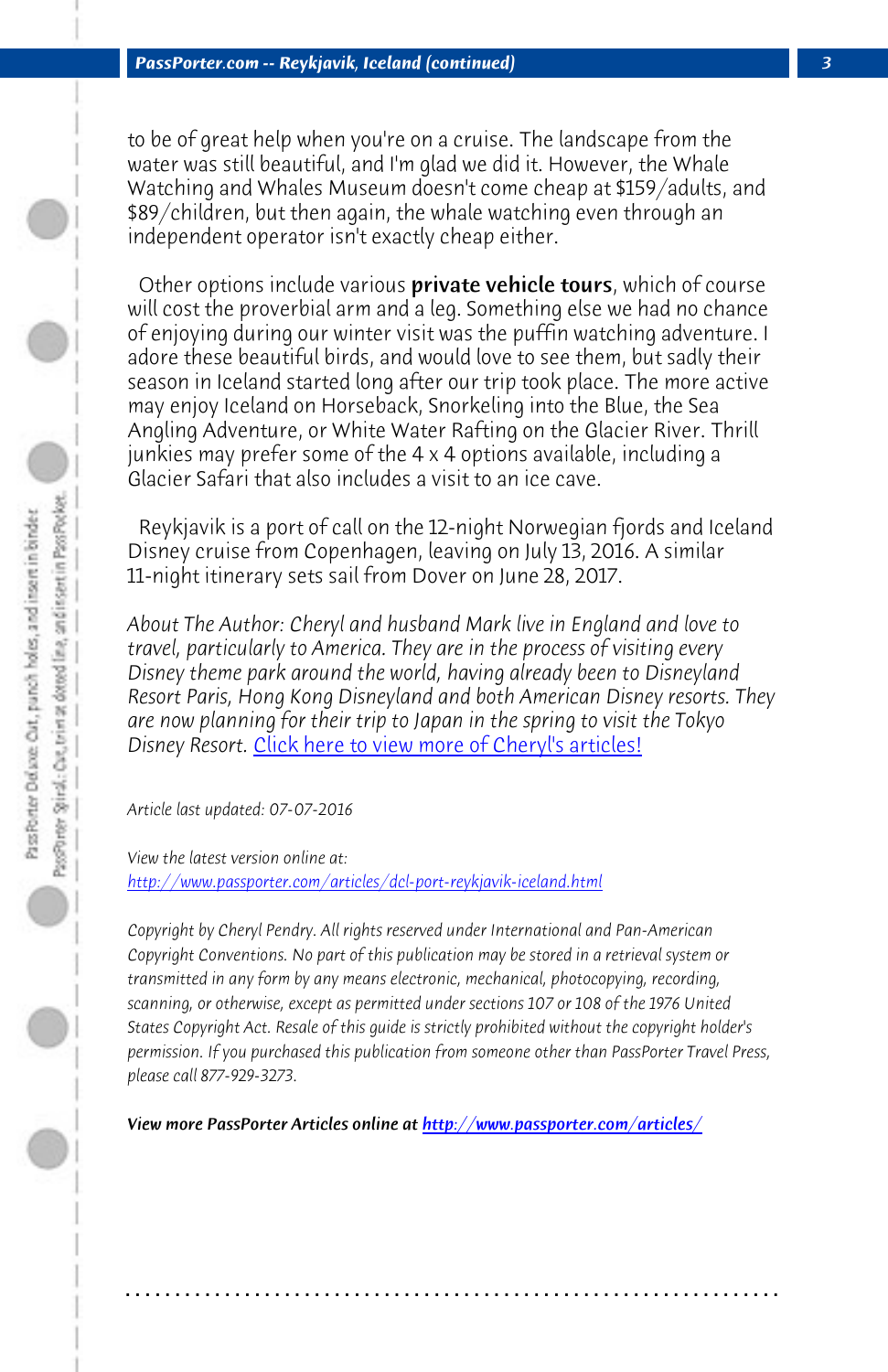to be of great help when you're on a cruise. The landscape from the water was still beautiful, and I'm glad we did it. However, the Whale Watching and Whales Museum doesn't come cheap at $159/adults, and $89/children, but then again, the whale watching even through an independent operator isn't exactly cheap either.

Other options include various **private vehicle tours**, which of course will cost the proverbial arm and a leg. Something else we had no chance of enjoying during our winter visit was the puffin watching adventure. I adore these beautiful birds, and would love to see them, but sadly their season in Iceland started long after our trip took place. The more active may enjoy Iceland on Horseback, Snorkeling into the Blue, the Sea Angling Adventure, or White Water Rafting on the Glacier River. Thrill junkies may prefer some of the 4 x 4 options available, including a Glacier Safari that also includes a visit to an ice cave.

Reykjavik is a port of call on the 12-night Norwegian fjords and Iceland Disney cruise from Copenhagen, leaving on July 13, 2016. A similar 11-night itinerary sets sail from Dover on June 28, 2017.

*About The Author: Cheryl and husband Mark live in England and love to travel, particularly to America. They are in the process of visiting every Disney theme park around the world, having already been to Disneyland Resort Paris, Hong Kong Disneyland and both American Disney resorts. They are now planning for their trip to Japan in the spring to visit the Tokyo Disney Resort.* Click here to view more of Cheryl's articles!

*Article last updated: 07-07-2016*

*View the latest version online at:*
*http://www.passporter.com/articles/dcl-port-reykjavik-iceland.html*

*Copyright by Cheryl Pendry. All rights reserved under International and Pan-American Copyright Conventions. No part of this publication may be stored in a retrieval system or transmitted in any form by any means electronic, mechanical, photocopying, recording, scanning, or otherwise, except as permitted under sections 107 or 108 of the 1976 United States Copyright Act. Resale of this guide is strictly prohibited without the copyright holder's permission. If you purchased this publication from someone other than PassPorter Travel Press, please call 877-929-3273.*

***View more PassPorter Articles online at http://www.passporter.com/articles/***